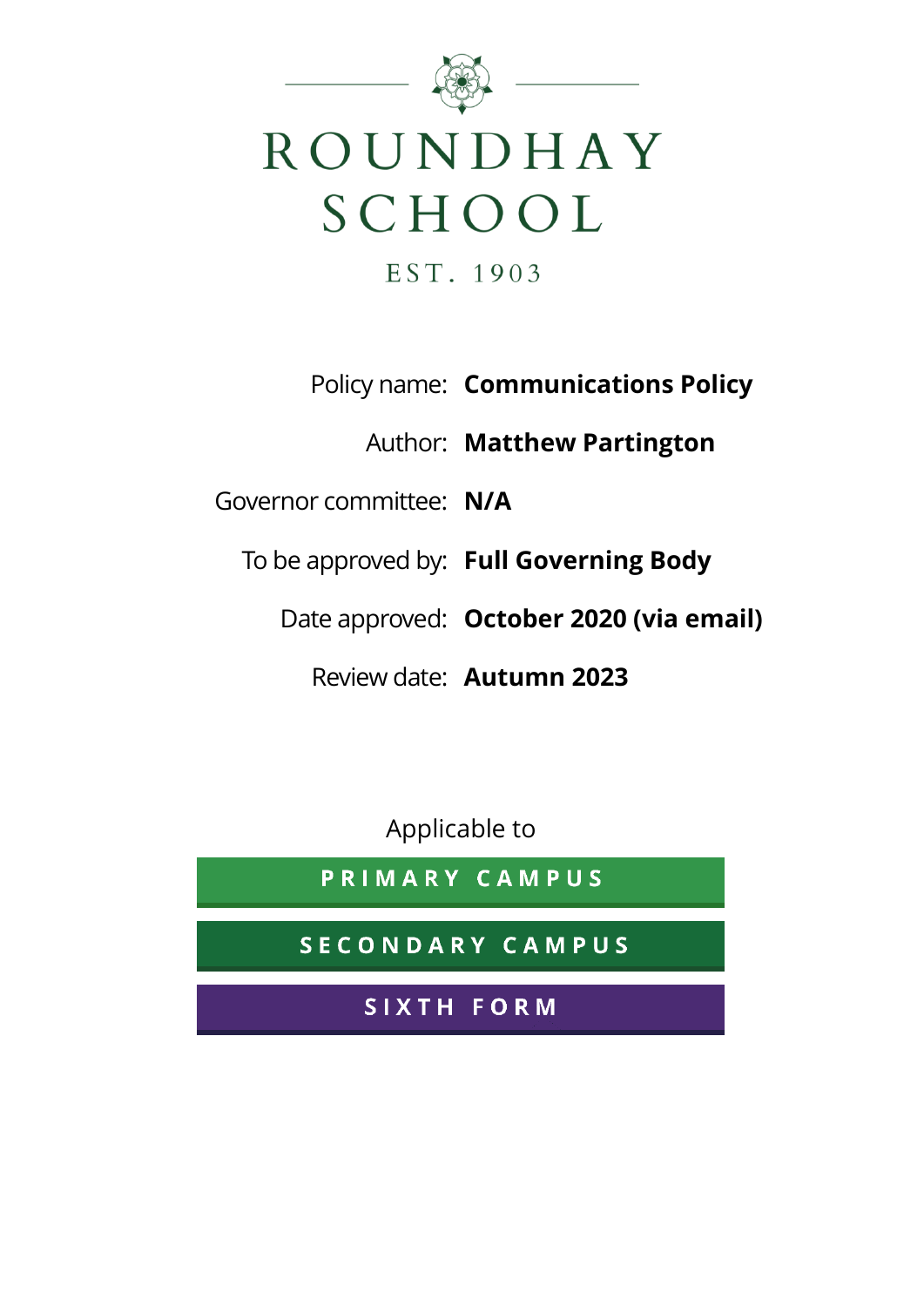# ROUNDHAY SCHOOL

EST. 1903

| | |
|---|---|
| Policy name: | **Communications Policy** |
| Author: | **Matthew Partington** |
| Governor committee: | **N/A** |
| To be approved by: | **Full Governing Body** |
| Date approved: | **October 2020 (via email)** |
| Review date: | **Autumn 2023** |

Applicable to

**PRIMARY CAMPUS**

**SECONDARY CAMPUS**

**SIXTH FORM**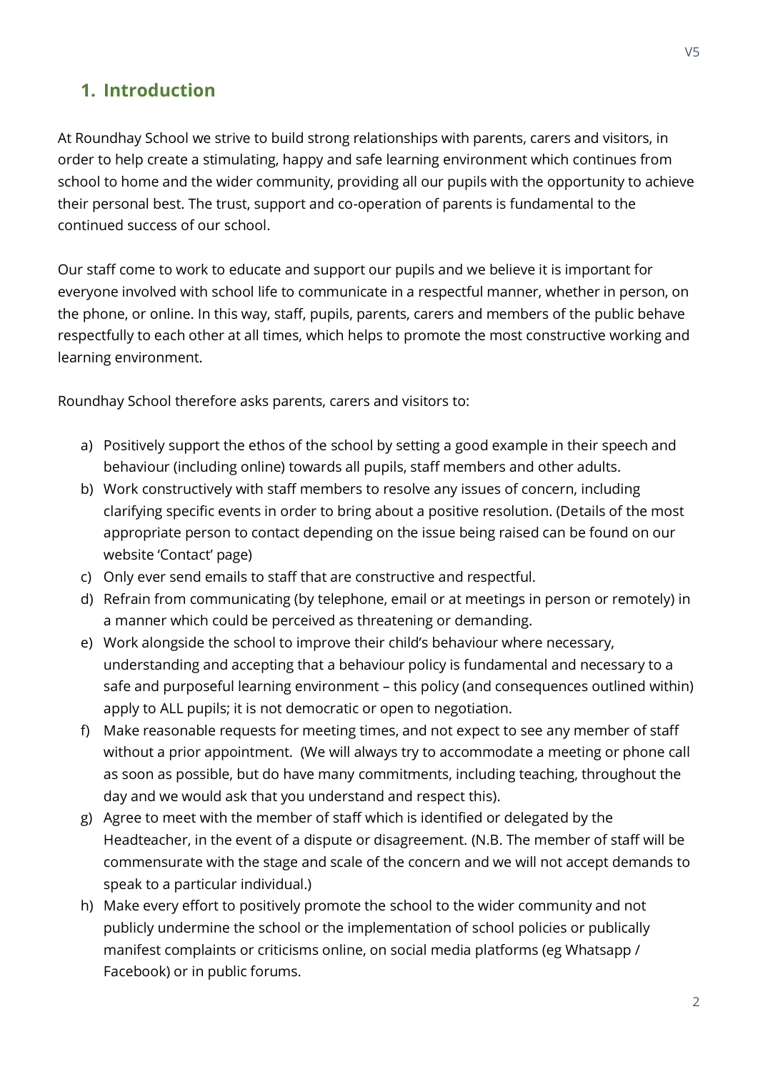## 1. Introduction

At Roundhay School we strive to build strong relationships with parents, carers and visitors, in order to help create a stimulating, happy and safe learning environment which continues from school to home and the wider community, providing all our pupils with the opportunity to achieve their personal best. The trust, support and co-operation of parents is fundamental to the continued success of our school.

Our staff come to work to educate and support our pupils and we believe it is important for everyone involved with school life to communicate in a respectful manner, whether in person, on the phone, or online. In this way, staff, pupils, parents, carers and members of the public behave respectfully to each other at all times, which helps to promote the most constructive working and learning environment.

Roundhay School therefore asks parents, carers and visitors to:

a) Positively support the ethos of the school by setting a good example in their speech and behaviour (including online) towards all pupils, staff members and other adults.
b) Work constructively with staff members to resolve any issues of concern, including clarifying specific events in order to bring about a positive resolution. (Details of the most appropriate person to contact depending on the issue being raised can be found on our website 'Contact' page)
c) Only ever send emails to staff that are constructive and respectful.
d) Refrain from communicating (by telephone, email or at meetings in person or remotely) in a manner which could be perceived as threatening or demanding.
e) Work alongside the school to improve their child's behaviour where necessary, understanding and accepting that a behaviour policy is fundamental and necessary to a safe and purposeful learning environment – this policy (and consequences outlined within) apply to ALL pupils; it is not democratic or open to negotiation.
f) Make reasonable requests for meeting times, and not expect to see any member of staff without a prior appointment. (We will always try to accommodate a meeting or phone call as soon as possible, but do have many commitments, including teaching, throughout the day and we would ask that you understand and respect this).
g) Agree to meet with the member of staff which is identified or delegated by the Headteacher, in the event of a dispute or disagreement. (N.B. The member of staff will be commensurate with the stage and scale of the concern and we will not accept demands to speak to a particular individual.)
h) Make every effort to positively promote the school to the wider community and not publicly undermine the school or the implementation of school policies or publically manifest complaints or criticisms online, on social media platforms (eg Whatsapp / Facebook) or in public forums.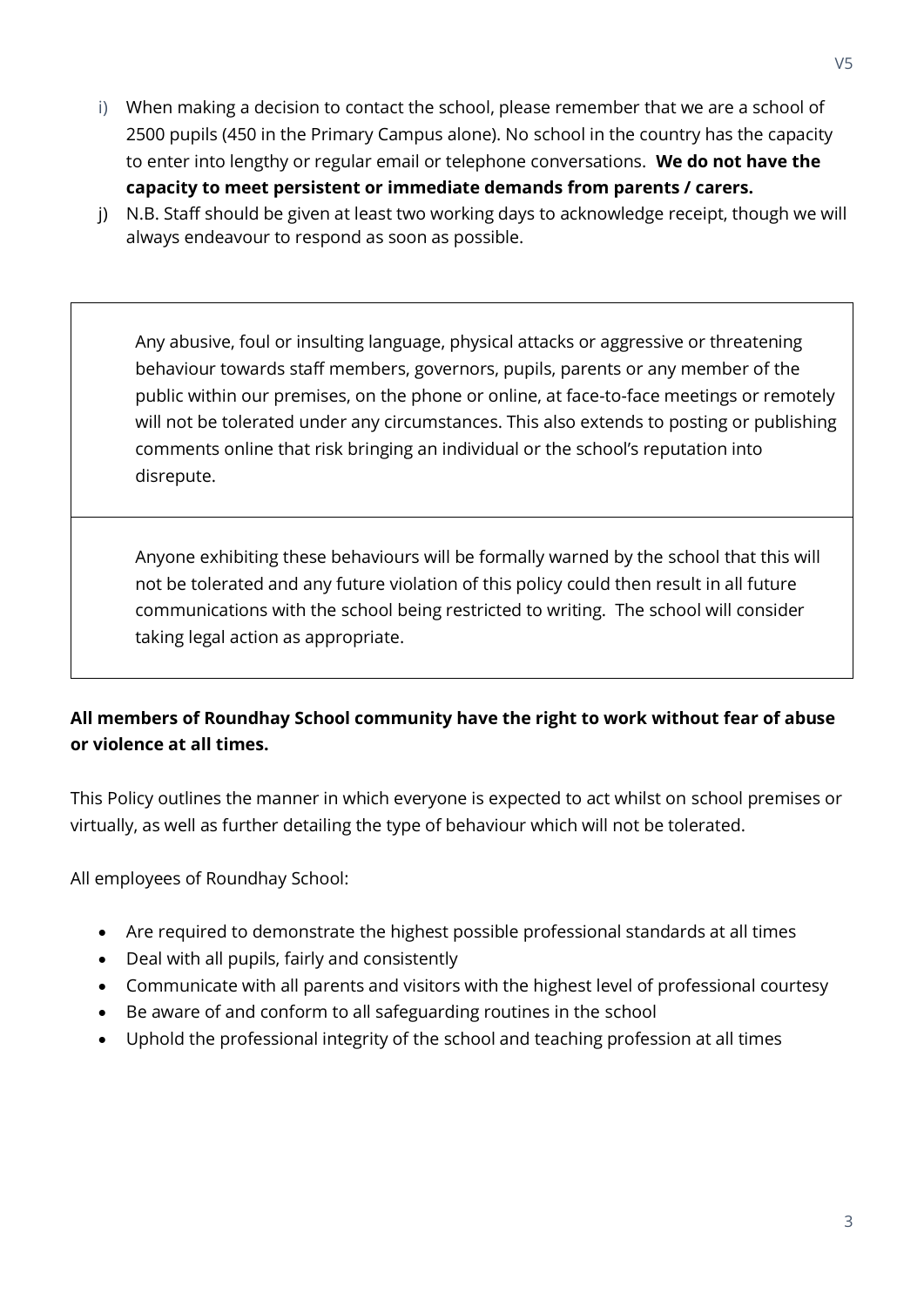i) When making a decision to contact the school, please remember that we are a school of 2500 pupils (450 in the Primary Campus alone). No school in the country has the capacity to enter into lengthy or regular email or telephone conversations. **We do not have the capacity to meet persistent or immediate demands from parents / carers.**

j) N.B. Staff should be given at least two working days to acknowledge receipt, though we will always endeavour to respond as soon as possible.

| Any abusive, foul or insulting language, physical attacks or aggressive or threatening behaviour towards staff members, governors, pupils, parents or any member of the public within our premises, on the phone or online, at face-to-face meetings or remotely will not be tolerated under any circumstances. This also extends to posting or publishing comments online that risk bringing an individual or the school's reputation into disrepute. |
|---|
| Anyone exhibiting these behaviours will be formally warned by the school that this will not be tolerated and any future violation of this policy could then result in all future communications with the school being restricted to writing. The school will consider taking legal action as appropriate. |

**All members of Roundhay School community have the right to work without fear of abuse or violence at all times.**

This Policy outlines the manner in which everyone is expected to act whilst on school premises or virtually, as well as further detailing the type of behaviour which will not be tolerated.

All employees of Roundhay School:

- Are required to demonstrate the highest possible professional standards at all times
- Deal with all pupils, fairly and consistently
- Communicate with all parents and visitors with the highest level of professional courtesy
- Be aware of and conform to all safeguarding routines in the school
- Uphold the professional integrity of the school and teaching profession at all times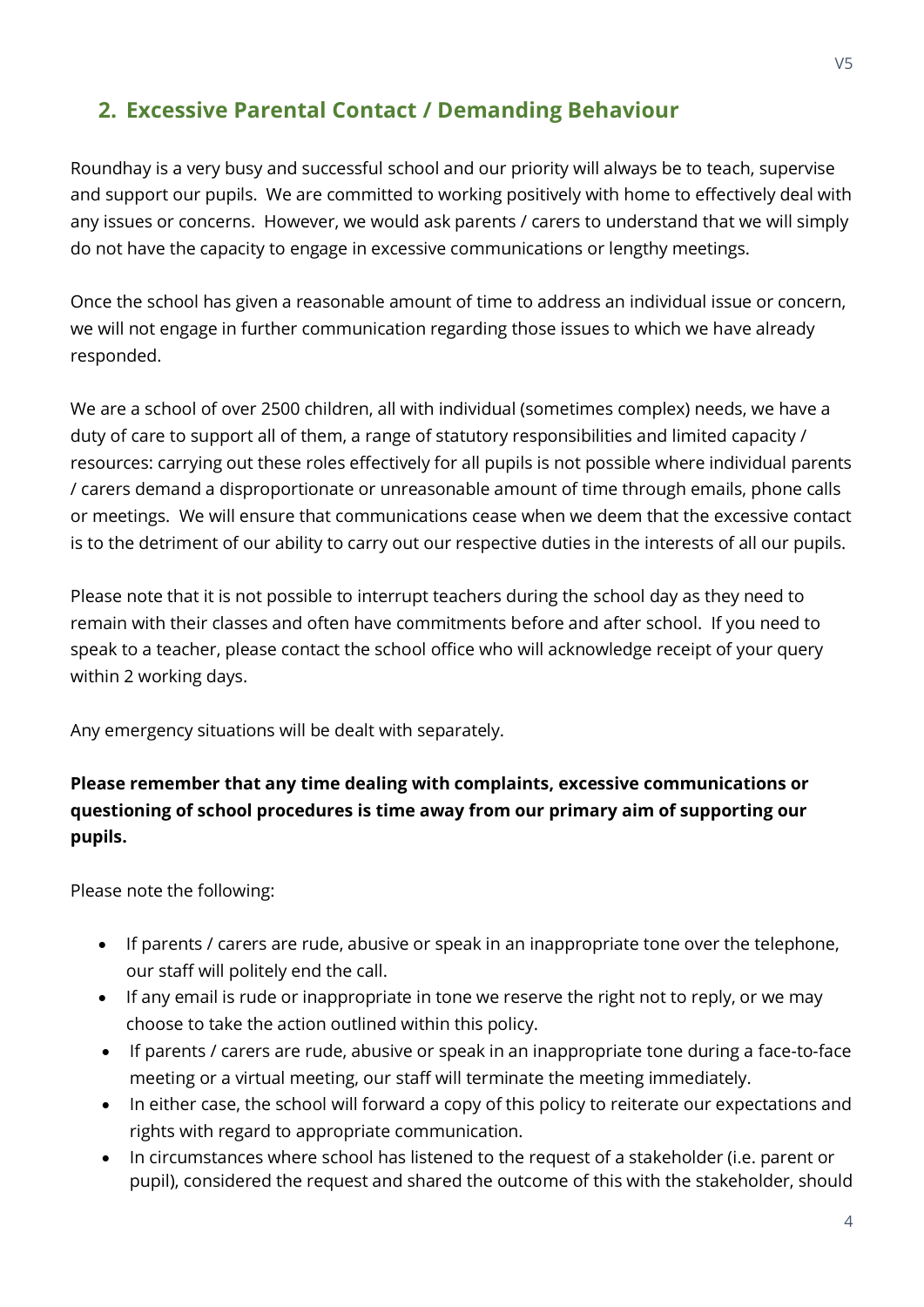## 2. Excessive Parental Contact / Demanding Behaviour

Roundhay is a very busy and successful school and our priority will always be to teach, supervise and support our pupils. We are committed to working positively with home to effectively deal with any issues or concerns. However, we would ask parents / carers to understand that we will simply do not have the capacity to engage in excessive communications or lengthy meetings.

Once the school has given a reasonable amount of time to address an individual issue or concern, we will not engage in further communication regarding those issues to which we have already responded.

We are a school of over 2500 children, all with individual (sometimes complex) needs, we have a duty of care to support all of them, a range of statutory responsibilities and limited capacity / resources: carrying out these roles effectively for all pupils is not possible where individual parents / carers demand a disproportionate or unreasonable amount of time through emails, phone calls or meetings. We will ensure that communications cease when we deem that the excessive contact is to the detriment of our ability to carry out our respective duties in the interests of all our pupils.

Please note that it is not possible to interrupt teachers during the school day as they need to remain with their classes and often have commitments before and after school. If you need to speak to a teacher, please contact the school office who will acknowledge receipt of your query within 2 working days.

Any emergency situations will be dealt with separately.

**Please remember that any time dealing with complaints, excessive communications or questioning of school procedures is time away from our primary aim of supporting our pupils.**

Please note the following:

- If parents / carers are rude, abusive or speak in an inappropriate tone over the telephone, our staff will politely end the call.
- If any email is rude or inappropriate in tone we reserve the right not to reply, or we may choose to take the action outlined within this policy.
- If parents / carers are rude, abusive or speak in an inappropriate tone during a face-to-face meeting or a virtual meeting, our staff will terminate the meeting immediately.
- In either case, the school will forward a copy of this policy to reiterate our expectations and rights with regard to appropriate communication.
- In circumstances where school has listened to the request of a stakeholder (i.e. parent or pupil), considered the request and shared the outcome of this with the stakeholder, should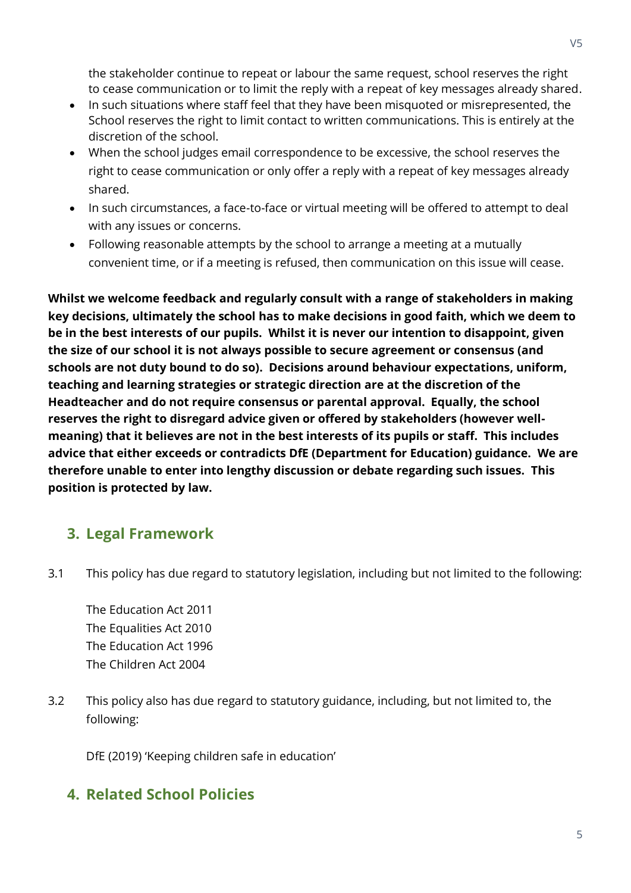the stakeholder continue to repeat or labour the same request, school reserves the right to cease communication or to limit the reply with a repeat of key messages already shared.

- In such situations where staff feel that they have been misquoted or misrepresented, the School reserves the right to limit contact to written communications. This is entirely at the discretion of the school.
- When the school judges email correspondence to be excessive, the school reserves the right to cease communication or only offer a reply with a repeat of key messages already shared.
- In such circumstances, a face-to-face or virtual meeting will be offered to attempt to deal with any issues or concerns.
- Following reasonable attempts by the school to arrange a meeting at a mutually convenient time, or if a meeting is refused, then communication on this issue will cease.

**Whilst we welcome feedback and regularly consult with a range of stakeholders in making key decisions, ultimately the school has to make decisions in good faith, which we deem to be in the best interests of our pupils. Whilst it is never our intention to disappoint, given the size of our school it is not always possible to secure agreement or consensus (and schools are not duty bound to do so). Decisions around behaviour expectations, uniform, teaching and learning strategies or strategic direction are at the discretion of the Headteacher and do not require consensus or parental approval. Equally, the school reserves the right to disregard advice given or offered by stakeholders (however well-meaning) that it believes are not in the best interests of its pupils or staff. This includes advice that either exceeds or contradicts DfE (Department for Education) guidance. We are therefore unable to enter into lengthy discussion or debate regarding such issues. This position is protected by law.**

## 3. Legal Framework

3.1 This policy has due regard to statutory legislation, including but not limited to the following:

The Education Act 2011
The Equalities Act 2010
The Education Act 1996
The Children Act 2004

3.2 This policy also has due regard to statutory guidance, including, but not limited to, the following:

DfE (2019) 'Keeping children safe in education'

## 4. Related School Policies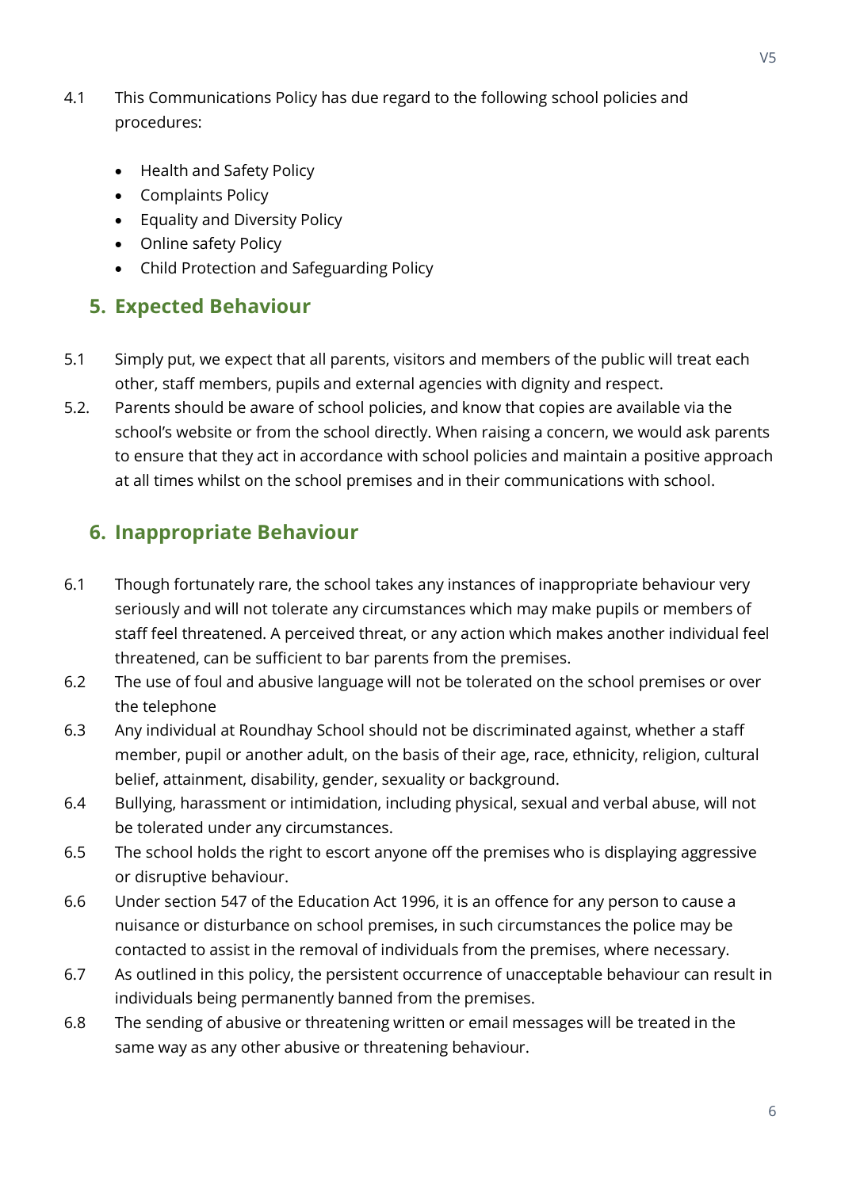4.1 This Communications Policy has due regard to the following school policies and procedures:

- Health and Safety Policy
- Complaints Policy
- Equality and Diversity Policy
- Online safety Policy
- Child Protection and Safeguarding Policy

## 5. Expected Behaviour

5.1 Simply put, we expect that all parents, visitors and members of the public will treat each other, staff members, pupils and external agencies with dignity and respect.

5.2. Parents should be aware of school policies, and know that copies are available via the school's website or from the school directly. When raising a concern, we would ask parents to ensure that they act in accordance with school policies and maintain a positive approach at all times whilst on the school premises and in their communications with school.

## 6. Inappropriate Behaviour

6.1 Though fortunately rare, the school takes any instances of inappropriate behaviour very seriously and will not tolerate any circumstances which may make pupils or members of staff feel threatened. A perceived threat, or any action which makes another individual feel threatened, can be sufficient to bar parents from the premises.

6.2 The use of foul and abusive language will not be tolerated on the school premises or over the telephone

6.3 Any individual at Roundhay School should not be discriminated against, whether a staff member, pupil or another adult, on the basis of their age, race, ethnicity, religion, cultural belief, attainment, disability, gender, sexuality or background.

6.4 Bullying, harassment or intimidation, including physical, sexual and verbal abuse, will not be tolerated under any circumstances.

6.5 The school holds the right to escort anyone off the premises who is displaying aggressive or disruptive behaviour.

6.6 Under section 547 of the Education Act 1996, it is an offence for any person to cause a nuisance or disturbance on school premises, in such circumstances the police may be contacted to assist in the removal of individuals from the premises, where necessary.

6.7 As outlined in this policy, the persistent occurrence of unacceptable behaviour can result in individuals being permanently banned from the premises.

6.8 The sending of abusive or threatening written or email messages will be treated in the same way as any other abusive or threatening behaviour.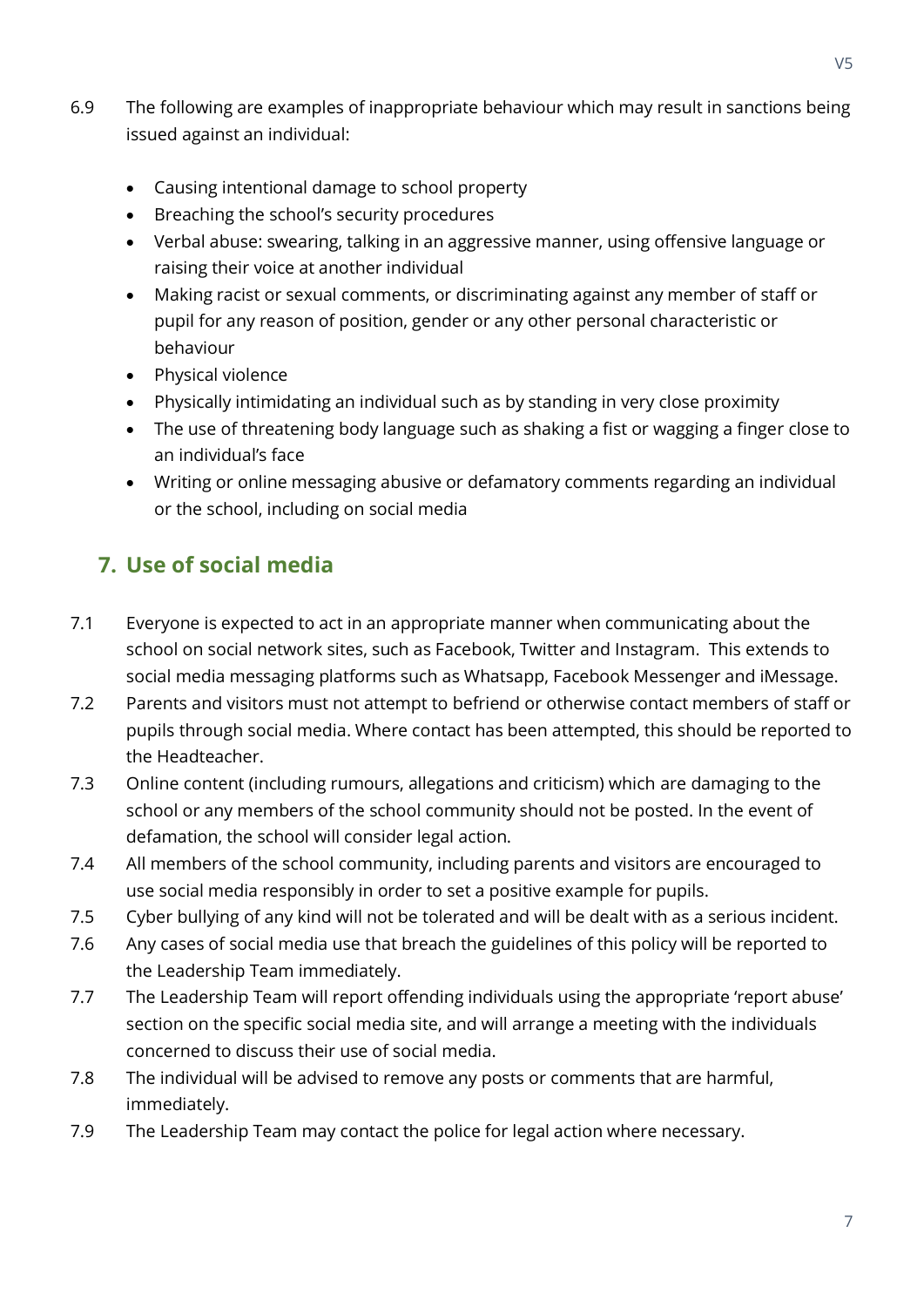6.9 The following are examples of inappropriate behaviour which may result in sanctions being issued against an individual:

- Causing intentional damage to school property
- Breaching the school's security procedures
- Verbal abuse: swearing, talking in an aggressive manner, using offensive language or raising their voice at another individual
- Making racist or sexual comments, or discriminating against any member of staff or pupil for any reason of position, gender or any other personal characteristic or behaviour
- Physical violence
- Physically intimidating an individual such as by standing in very close proximity
- The use of threatening body language such as shaking a fist or wagging a finger close to an individual's face
- Writing or online messaging abusive or defamatory comments regarding an individual or the school, including on social media

## 7. Use of social media

7.1 Everyone is expected to act in an appropriate manner when communicating about the school on social network sites, such as Facebook, Twitter and Instagram. This extends to social media messaging platforms such as Whatsapp, Facebook Messenger and iMessage.

7.2 Parents and visitors must not attempt to befriend or otherwise contact members of staff or pupils through social media. Where contact has been attempted, this should be reported to the Headteacher.

7.3 Online content (including rumours, allegations and criticism) which are damaging to the school or any members of the school community should not be posted. In the event of defamation, the school will consider legal action.

7.4 All members of the school community, including parents and visitors are encouraged to use social media responsibly in order to set a positive example for pupils.

7.5 Cyber bullying of any kind will not be tolerated and will be dealt with as a serious incident.

7.6 Any cases of social media use that breach the guidelines of this policy will be reported to the Leadership Team immediately.

7.7 The Leadership Team will report offending individuals using the appropriate 'report abuse' section on the specific social media site, and will arrange a meeting with the individuals concerned to discuss their use of social media.

7.8 The individual will be advised to remove any posts or comments that are harmful, immediately.

7.9 The Leadership Team may contact the police for legal action where necessary.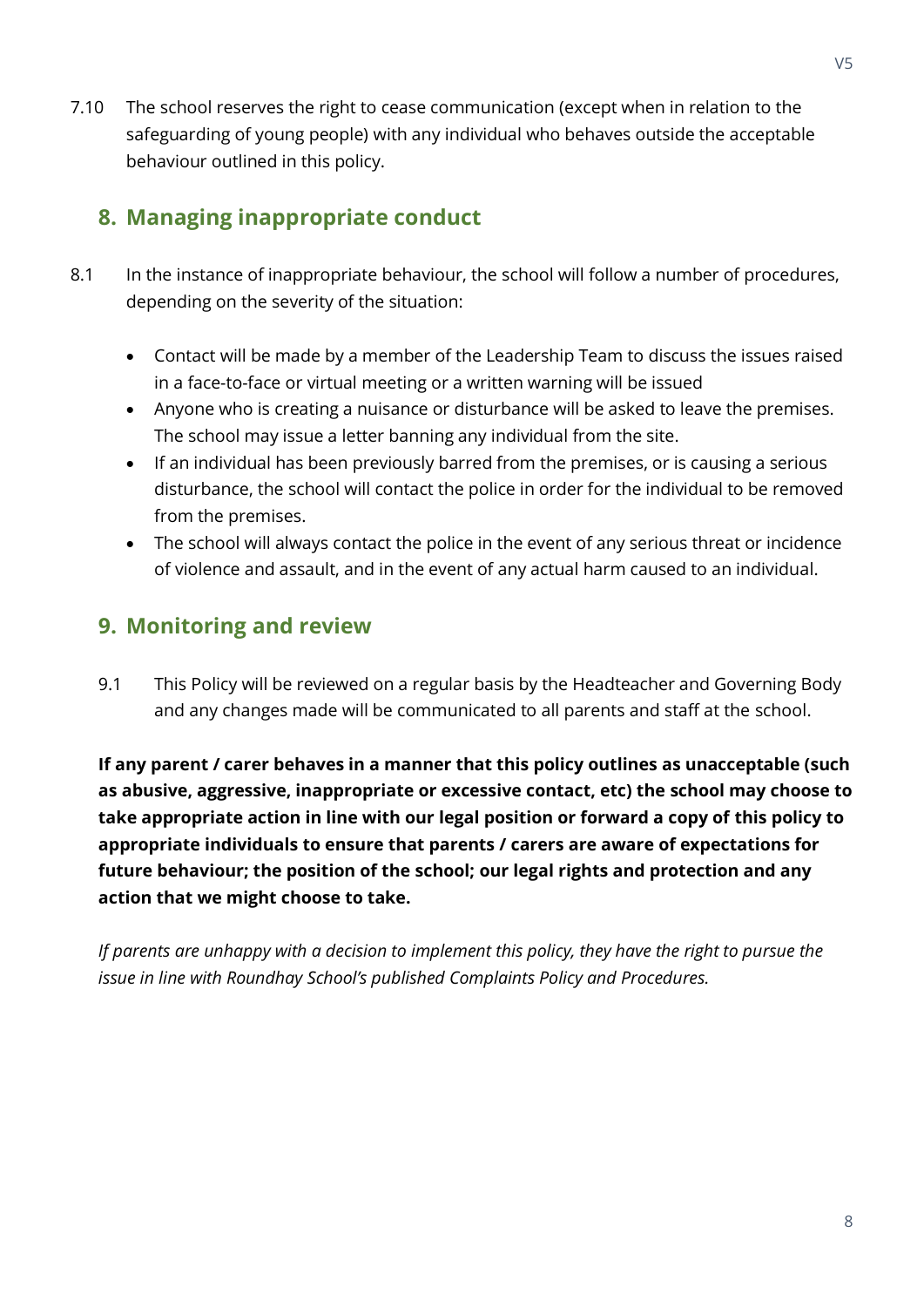7.10 The school reserves the right to cease communication (except when in relation to the safeguarding of young people) with any individual who behaves outside the acceptable behaviour outlined in this policy.

## 8. Managing inappropriate conduct

8.1 In the instance of inappropriate behaviour, the school will follow a number of procedures, depending on the severity of the situation:

- Contact will be made by a member of the Leadership Team to discuss the issues raised in a face-to-face or virtual meeting or a written warning will be issued
- Anyone who is creating a nuisance or disturbance will be asked to leave the premises. The school may issue a letter banning any individual from the site.
- If an individual has been previously barred from the premises, or is causing a serious disturbance, the school will contact the police in order for the individual to be removed from the premises.
- The school will always contact the police in the event of any serious threat or incidence of violence and assault, and in the event of any actual harm caused to an individual.

## 9. Monitoring and review

9.1 This Policy will be reviewed on a regular basis by the Headteacher and Governing Body and any changes made will be communicated to all parents and staff at the school.

**If any parent / carer behaves in a manner that this policy outlines as unacceptable (such as abusive, aggressive, inappropriate or excessive contact, etc) the school may choose to take appropriate action in line with our legal position or forward a copy of this policy to appropriate individuals to ensure that parents / carers are aware of expectations for future behaviour; the position of the school; our legal rights and protection and any action that we might choose to take.**

*If parents are unhappy with a decision to implement this policy, they have the right to pursue the issue in line with Roundhay School's published Complaints Policy and Procedures.*